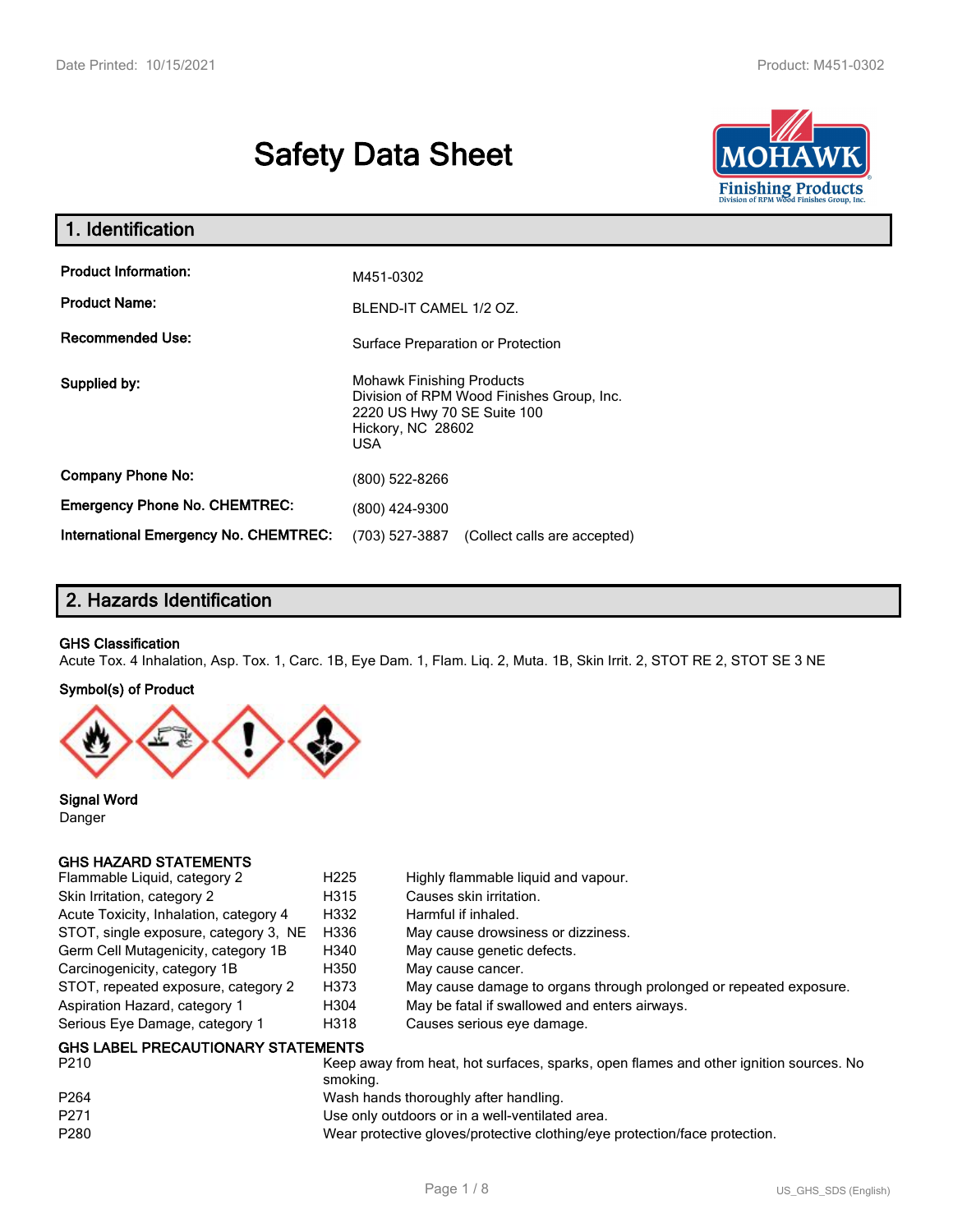# Safety Data Sheet

## 1. Identification

| | |
|---|---|
| **Product Information:** | M451-0302 |
| **Product Name:** | BLEND-IT CAMEL 1/2 OZ. |
| **Recommended Use:** | Surface Preparation or Protection |
| **Supplied by:** | Mohawk Finishing Products<br>Division of RPM Wood Finishes Group, Inc.<br>2220 US Hwy 70 SE Suite 100<br>Hickory, NC 28602<br>USA |
| **Company Phone No:** | (800) 522-8266 |
| **Emergency Phone No. CHEMTREC:** | (800) 424-9300 |
| **International Emergency No. CHEMTREC:** | (703) 527-3887 (Collect calls are accepted) |

## 2. Hazards Identification

**GHS Classification**

Acute Tox. 4 Inhalation, Asp. Tox. 1, Carc. 1B, Eye Dam. 1, Flam. Liq. 2, Muta. 1B, Skin Irrit. 2, STOT RE 2, STOT SE 3 NE

**Symbol(s) of Product**

**Signal Word**

Danger

**GHS HAZARD STATEMENTS**

| | | |
|---|---|---|
| Flammable Liquid, category 2 | H225 | Highly flammable liquid and vapour. |
| Skin Irritation, category 2 | H315 | Causes skin irritation. |
| Acute Toxicity, Inhalation, category 4 | H332 | Harmful if inhaled. |
| STOT, single exposure, category 3, NE | H336 | May cause drowsiness or dizziness. |
| Germ Cell Mutagenicity, category 1B | H340 | May cause genetic defects. |
| Carcinogenicity, category 1B | H350 | May cause cancer. |
| STOT, repeated exposure, category 2 | H373 | May cause damage to organs through prolonged or repeated exposure. |
| Aspiration Hazard, category 1 | H304 | May be fatal if swallowed and enters airways. |
| Serious Eye Damage, category 1 | H318 | Causes serious eye damage. |

**GHS LABEL PRECAUTIONARY STATEMENTS**

| | |
|---|---|
| P210 | Keep away from heat, hot surfaces, sparks, open flames and other ignition sources. No smoking. |
| P264 | Wash hands thoroughly after handling. |
| P271 | Use only outdoors or in a well-ventilated area. |
| P280 | Wear protective gloves/protective clothing/eye protection/face protection. |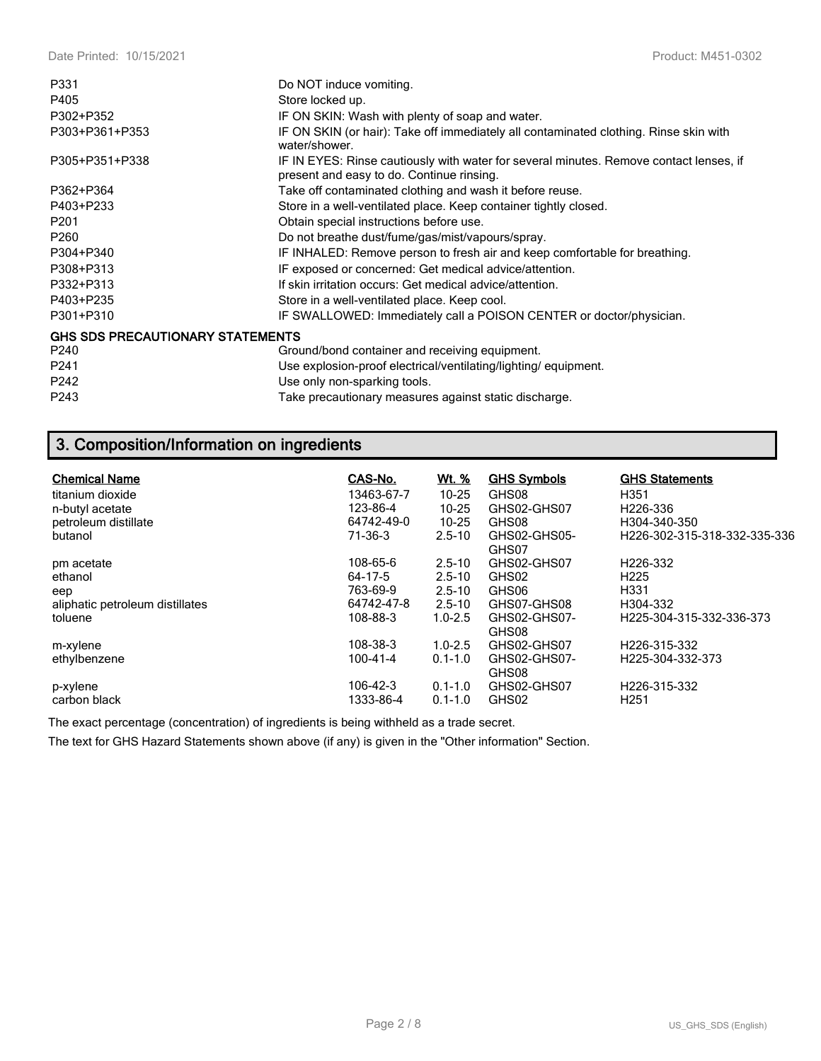| | |
|---|---|
| P331 | Do NOT induce vomiting. |
| P405 | Store locked up. |
| P302+P352 | IF ON SKIN: Wash with plenty of soap and water. |
| P303+P361+P353 | IF ON SKIN (or hair): Take off immediately all contaminated clothing. Rinse skin with water/shower. |
| P305+P351+P338 | IF IN EYES: Rinse cautiously with water for several minutes. Remove contact lenses, if present and easy to do. Continue rinsing. |
| P362+P364 | Take off contaminated clothing and wash it before reuse. |
| P403+P233 | Store in a well-ventilated place. Keep container tightly closed. |
| P201 | Obtain special instructions before use. |
| P260 | Do not breathe dust/fume/gas/mist/vapours/spray. |
| P304+P340 | IF INHALED: Remove person to fresh air and keep comfortable for breathing. |
| P308+P313 | IF exposed or concerned: Get medical advice/attention. |
| P332+P313 | If skin irritation occurs: Get medical advice/attention. |
| P403+P235 | Store in a well-ventilated place. Keep cool. |
| P301+P310 | IF SWALLOWED: Immediately call a POISON CENTER or doctor/physician. |

**GHS SDS PRECAUTIONARY STATEMENTS**

| | |
|---|---|
| P240 | Ground/bond container and receiving equipment. |
| P241 | Use explosion-proof electrical/ventilating/lighting/ equipment. |
| P242 | Use only non-sparking tools. |
| P243 | Take precautionary measures against static discharge. |

## 3. Composition/Information on ingredients

| Chemical Name | CAS-No. | Wt. % | GHS Symbols | GHS Statements |
|---|---|---|---|---|
| titanium dioxide | 13463-67-7 | 10-25 | GHS08 | H351 |
| n-butyl acetate | 123-86-4 | 10-25 | GHS02-GHS07 | H226-336 |
| petroleum distillate | 64742-49-0 | 10-25 | GHS08 | H304-340-350 |
| butanol | 71-36-3 | 2.5-10 | GHS02-GHS05-GHS07 | H226-302-315-318-332-335-336 |
| pm acetate | 108-65-6 | 2.5-10 | GHS02-GHS07 | H226-332 |
| ethanol | 64-17-5 | 2.5-10 | GHS02 | H225 |
| eep | 763-69-9 | 2.5-10 | GHS06 | H331 |
| aliphatic petroleum distillates | 64742-47-8 | 2.5-10 | GHS07-GHS08 | H304-332 |
| toluene | 108-88-3 | 1.0-2.5 | GHS02-GHS07-GHS08 | H225-304-315-332-336-373 |
| m-xylene | 108-38-3 | 1.0-2.5 | GHS02-GHS07 | H226-315-332 |
| ethylbenzene | 100-41-4 | 0.1-1.0 | GHS02-GHS07-GHS08 | H225-304-332-373 |
| p-xylene | 106-42-3 | 0.1-1.0 | GHS02-GHS07 | H226-315-332 |
| carbon black | 1333-86-4 | 0.1-1.0 | GHS02 | H251 |

The exact percentage (concentration) of ingredients is being withheld as a trade secret.

The text for GHS Hazard Statements shown above (if any) is given in the "Other information" Section.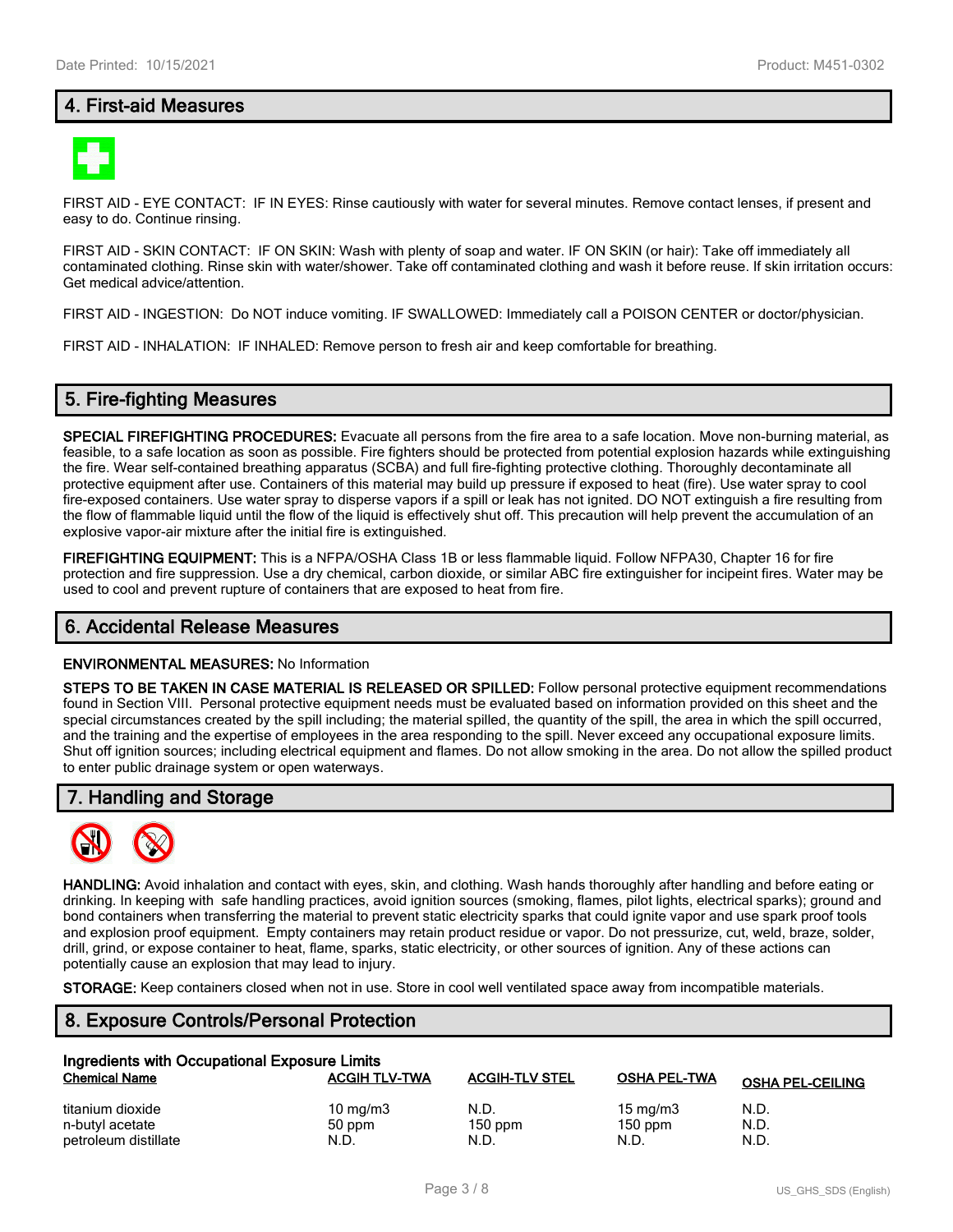## 4. First-aid Measures

FIRST AID - EYE CONTACT: IF IN EYES: Rinse cautiously with water for several minutes. Remove contact lenses, if present and easy to do. Continue rinsing.

FIRST AID - SKIN CONTACT: IF ON SKIN: Wash with plenty of soap and water. IF ON SKIN (or hair): Take off immediately all contaminated clothing. Rinse skin with water/shower. Take off contaminated clothing and wash it before reuse. If skin irritation occurs: Get medical advice/attention.

FIRST AID - INGESTION: Do NOT induce vomiting. IF SWALLOWED: Immediately call a POISON CENTER or doctor/physician.

FIRST AID - INHALATION: IF INHALED: Remove person to fresh air and keep comfortable for breathing.

## 5. Fire-fighting Measures

**SPECIAL FIREFIGHTING PROCEDURES:** Evacuate all persons from the fire area to a safe location. Move non-burning material, as feasible, to a safe location as soon as possible. Fire fighters should be protected from potential explosion hazards while extinguishing the fire. Wear self-contained breathing apparatus (SCBA) and full fire-fighting protective clothing. Thoroughly decontaminate all protective equipment after use. Containers of this material may build up pressure if exposed to heat (fire). Use water spray to cool fire-exposed containers. Use water spray to disperse vapors if a spill or leak has not ignited. DO NOT extinguish a fire resulting from the flow of flammable liquid until the flow of the liquid is effectively shut off. This precaution will help prevent the accumulation of an explosive vapor-air mixture after the initial fire is extinguished.

**FIREFIGHTING EQUIPMENT:** This is a NFPA/OSHA Class 1B or less flammable liquid. Follow NFPA30, Chapter 16 for fire protection and fire suppression. Use a dry chemical, carbon dioxide, or similar ABC fire extinguisher for incipeint fires. Water may be used to cool and prevent rupture of containers that are exposed to heat from fire.

## 6. Accidental Release Measures

**ENVIRONMENTAL MEASURES:** No Information

**STEPS TO BE TAKEN IN CASE MATERIAL IS RELEASED OR SPILLED:** Follow personal protective equipment recommendations found in Section VIII. Personal protective equipment needs must be evaluated based on information provided on this sheet and the special circumstances created by the spill including; the material spilled, the quantity of the spill, the area in which the spill occurred, and the training and the expertise of employees in the area responding to the spill. Never exceed any occupational exposure limits. Shut off ignition sources; including electrical equipment and flames. Do not allow smoking in the area. Do not allow the spilled product to enter public drainage system or open waterways.

## 7. Handling and Storage

**HANDLING:** Avoid inhalation and contact with eyes, skin, and clothing. Wash hands thoroughly after handling and before eating or drinking. In keeping with safe handling practices, avoid ignition sources (smoking, flames, pilot lights, electrical sparks); ground and bond containers when transferring the material to prevent static electricity sparks that could ignite vapor and use spark proof tools and explosion proof equipment. Empty containers may retain product residue or vapor. Do not pressurize, cut, weld, braze, solder, drill, grind, or expose container to heat, flame, sparks, static electricity, or other sources of ignition. Any of these actions can potentially cause an explosion that may lead to injury.

**STORAGE:** Keep containers closed when not in use. Store in cool well ventilated space away from incompatible materials.

## 8. Exposure Controls/Personal Protection

**Ingredients with Occupational Exposure Limits**

| Chemical Name | ACGIH TLV-TWA | ACGIH-TLV STEL | OSHA PEL-TWA | OSHA PEL-CEILING |
|---|---|---|---|---|
| titanium dioxide | 10 mg/m3 | N.D. | 15 mg/m3 | N.D. |
| n-butyl acetate | 50 ppm | 150 ppm | 150 ppm | N.D. |
| petroleum distillate | N.D. | N.D. | N.D. | N.D. |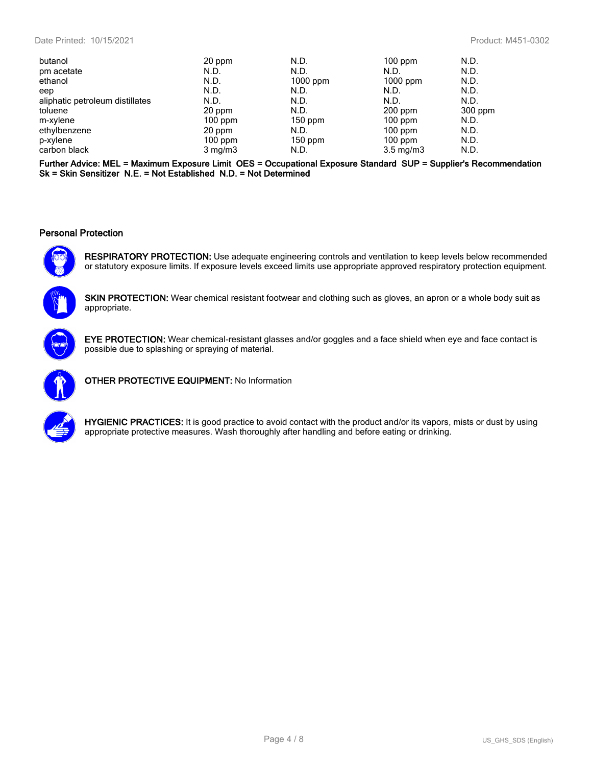| | | | | |
|---|---|---|---|---|
| butanol | 20 ppm | N.D. | 100 ppm | N.D. |
| pm acetate | N.D. | N.D. | N.D. | N.D. |
| ethanol | N.D. | 1000 ppm | 1000 ppm | N.D. |
| eep | N.D. | N.D. | N.D. | N.D. |
| aliphatic petroleum distillates | N.D. | N.D. | N.D. | N.D. |
| toluene | 20 ppm | N.D. | 200 ppm | 300 ppm |
| m-xylene | 100 ppm | 150 ppm | 100 ppm | N.D. |
| ethylbenzene | 20 ppm | N.D. | 100 ppm | N.D. |
| p-xylene | 100 ppm | 150 ppm | 100 ppm | N.D. |
| carbon black | 3 mg/m3 | N.D. | 3.5 mg/m3 | N.D. |

**Further Advice: MEL = Maximum Exposure Limit OES = Occupational Exposure Standard SUP = Supplier's Recommendation Sk = Skin Sensitizer N.E. = Not Established N.D. = Not Determined**

### Personal Protection

**RESPIRATORY PROTECTION:** Use adequate engineering controls and ventilation to keep levels below recommended or statutory exposure limits. If exposure levels exceed limits use appropriate approved respiratory protection equipment.

**SKIN PROTECTION:** Wear chemical resistant footwear and clothing such as gloves, an apron or a whole body suit as appropriate.

**EYE PROTECTION:** Wear chemical-resistant glasses and/or goggles and a face shield when eye and face contact is possible due to splashing or spraying of material.

**OTHER PROTECTIVE EQUIPMENT:** No Information

**HYGIENIC PRACTICES:** It is good practice to avoid contact with the product and/or its vapors, mists or dust by using appropriate protective measures. Wash thoroughly after handling and before eating or drinking.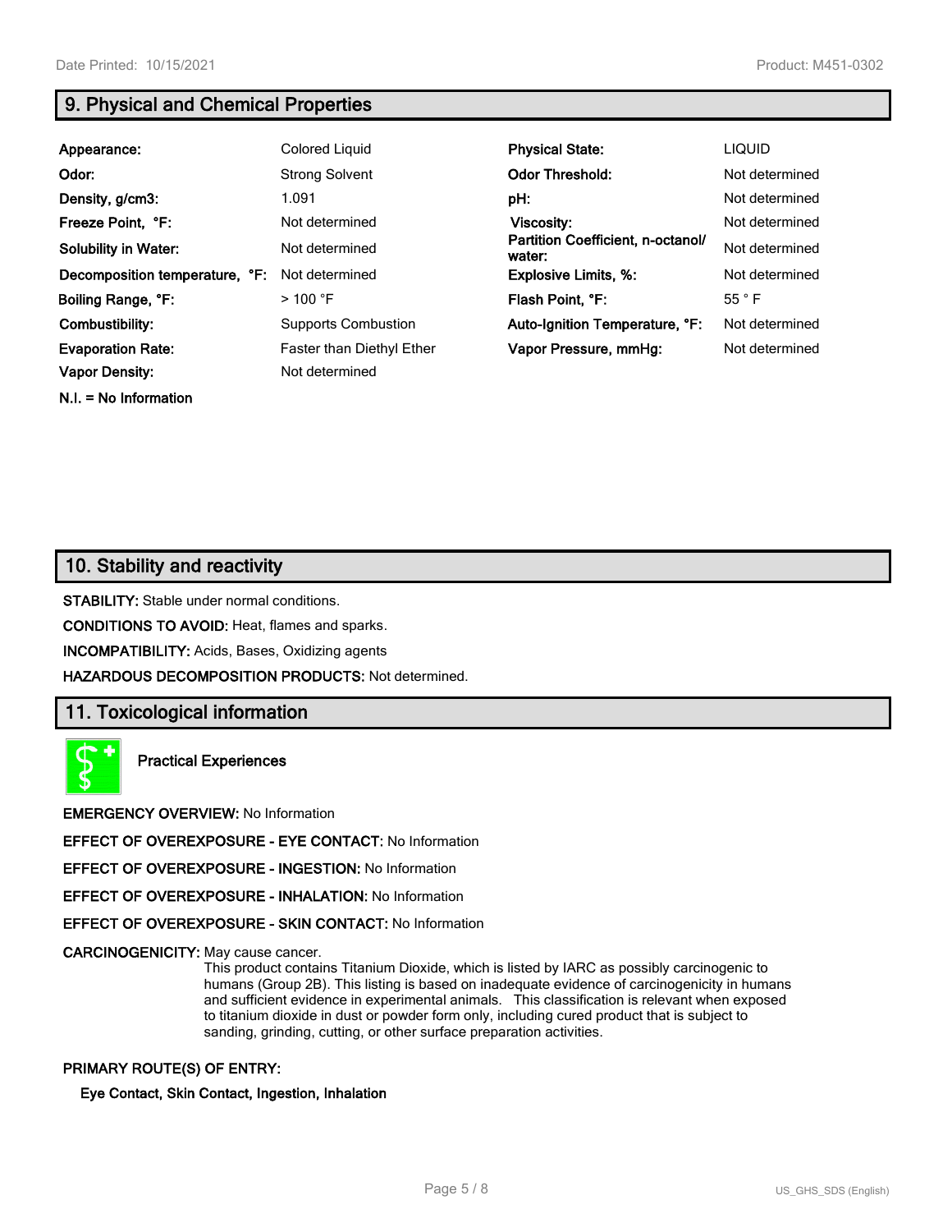## 9. Physical and Chemical Properties

| | | | |
|---|---|---|---|
| **Appearance:** | Colored Liquid | **Physical State:** | LIQUID |
| **Odor:** | Strong Solvent | **Odor Threshold:** | Not determined |
| **Density, g/cm3:** | 1.091 | **pH:** | Not determined |
| **Freeze Point, °F:** | Not determined | **Viscosity:** | Not determined |
| **Solubility in Water:** | Not determined | **Partition Coefficient, n-octanol/ water:** | Not determined |
| **Decomposition temperature, °F:** | Not determined | **Explosive Limits, %:** | Not determined |
| **Boiling Range, °F:** | > 100 °F | **Flash Point, °F:** | 55 ° F |
| **Combustibility:** | Supports Combustion | **Auto-Ignition Temperature, °F:** | Not determined |
| **Evaporation Rate:** | Faster than Diethyl Ether | **Vapor Pressure, mmHg:** | Not determined |
| **Vapor Density:** | Not determined | | |

**N.I. = No Information**

## 10. Stability and reactivity

**STABILITY:** Stable under normal conditions.

**CONDITIONS TO AVOID:** Heat, flames and sparks.

**INCOMPATIBILITY:** Acids, Bases, Oxidizing agents

**HAZARDOUS DECOMPOSITION PRODUCTS:** Not determined.

## 11. Toxicological information

**Practical Experiences**

**EMERGENCY OVERVIEW:** No Information

**EFFECT OF OVEREXPOSURE - EYE CONTACT:** No Information

**EFFECT OF OVEREXPOSURE - INGESTION:** No Information

**EFFECT OF OVEREXPOSURE - INHALATION:** No Information

**EFFECT OF OVEREXPOSURE - SKIN CONTACT:** No Information

**CARCINOGENICITY:** May cause cancer.

This product contains Titanium Dioxide, which is listed by IARC as possibly carcinogenic to humans (Group 2B). This listing is based on inadequate evidence of carcinogenicity in humans and sufficient evidence in experimental animals. This classification is relevant when exposed to titanium dioxide in dust or powder form only, including cured product that is subject to sanding, grinding, cutting, or other surface preparation activities.

**PRIMARY ROUTE(S) OF ENTRY:**

**Eye Contact, Skin Contact, Ingestion, Inhalation**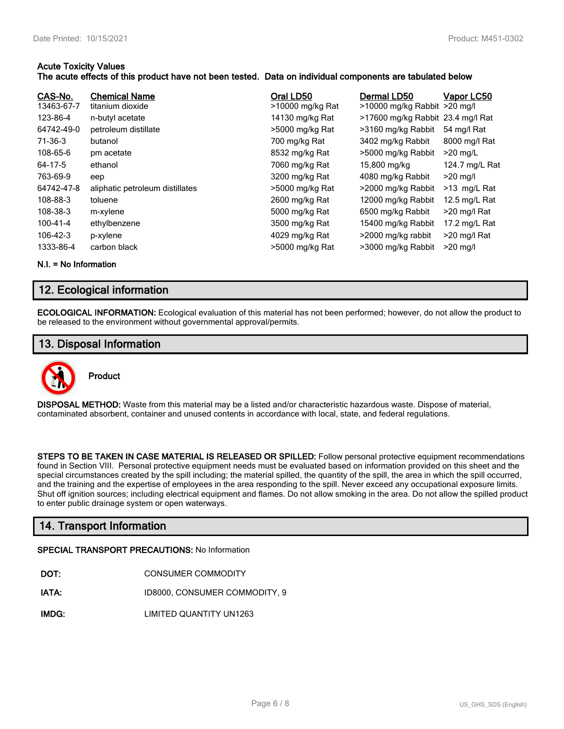**Acute Toxicity Values**
**The acute effects of this product have not been tested. Data on individual components are tabulated below**

| CAS-No. | Chemical Name | Oral LD50 | Dermal LD50 | Vapor LC50 |
|---|---|---|---|---|
| 13463-67-7 | titanium dioxide | >10000 mg/kg Rat | >10000 mg/kg Rabbit | >20 mg/l |
| 123-86-4 | n-butyl acetate | 14130 mg/kg Rat | >17600 mg/kg Rabbit | 23.4 mg/l Rat |
| 64742-49-0 | petroleum distillate | >5000 mg/kg Rat | >3160 mg/kg Rabbit | 54 mg/l Rat |
| 71-36-3 | butanol | 700 mg/kg Rat | 3402 mg/kg Rabbit | 8000 mg/l Rat |
| 108-65-6 | pm acetate | 8532 mg/kg Rat | >5000 mg/kg Rabbit | >20 mg/L |
| 64-17-5 | ethanol | 7060 mg/kg Rat | 15,800 mg/kg | 124.7 mg/L Rat |
| 763-69-9 | eep | 3200 mg/kg Rat | 4080 mg/kg Rabbit | >20 mg/l |
| 64742-47-8 | aliphatic petroleum distillates | >5000 mg/kg Rat | >2000 mg/kg Rabbit | >13 mg/L Rat |
| 108-88-3 | toluene | 2600 mg/kg Rat | 12000 mg/kg Rabbit | 12.5 mg/L Rat |
| 108-38-3 | m-xylene | 5000 mg/kg Rat | 6500 mg/kg Rabbit | >20 mg/l Rat |
| 100-41-4 | ethylbenzene | 3500 mg/kg Rat | 15400 mg/kg Rabbit | 17.2 mg/L Rat |
| 106-42-3 | p-xylene | 4029 mg/kg Rat | >2000 mg/kg rabbit | >20 mg/l Rat |
| 1333-86-4 | carbon black | >5000 mg/kg Rat | >3000 mg/kg Rabbit | >20 mg/l |

**N.I. = No Information**

## 12. Ecological information

**ECOLOGICAL INFORMATION:** Ecological evaluation of this material has not been performed; however, do not allow the product to be released to the environment without governmental approval/permits.

## 13. Disposal Information

**Product**

**DISPOSAL METHOD:** Waste from this material may be a listed and/or characteristic hazardous waste. Dispose of material, contaminated absorbent, container and unused contents in accordance with local, state, and federal regulations.

**STEPS TO BE TAKEN IN CASE MATERIAL IS RELEASED OR SPILLED:** Follow personal protective equipment recommendations found in Section VIII. Personal protective equipment needs must be evaluated based on information provided on this sheet and the special circumstances created by the spill including; the material spilled, the quantity of the spill, the area in which the spill occurred, and the training and the expertise of employees in the area responding to the spill. Never exceed any occupational exposure limits. Shut off ignition sources; including electrical equipment and flames. Do not allow smoking in the area. Do not allow the spilled product to enter public drainage system or open waterways.

## 14. Transport Information

**SPECIAL TRANSPORT PRECAUTIONS:** No Information

**DOT:** CONSUMER COMMODITY

**IATA:** ID8000, CONSUMER COMMODITY, 9

**IMDG:** LIMITED QUANTITY UN1263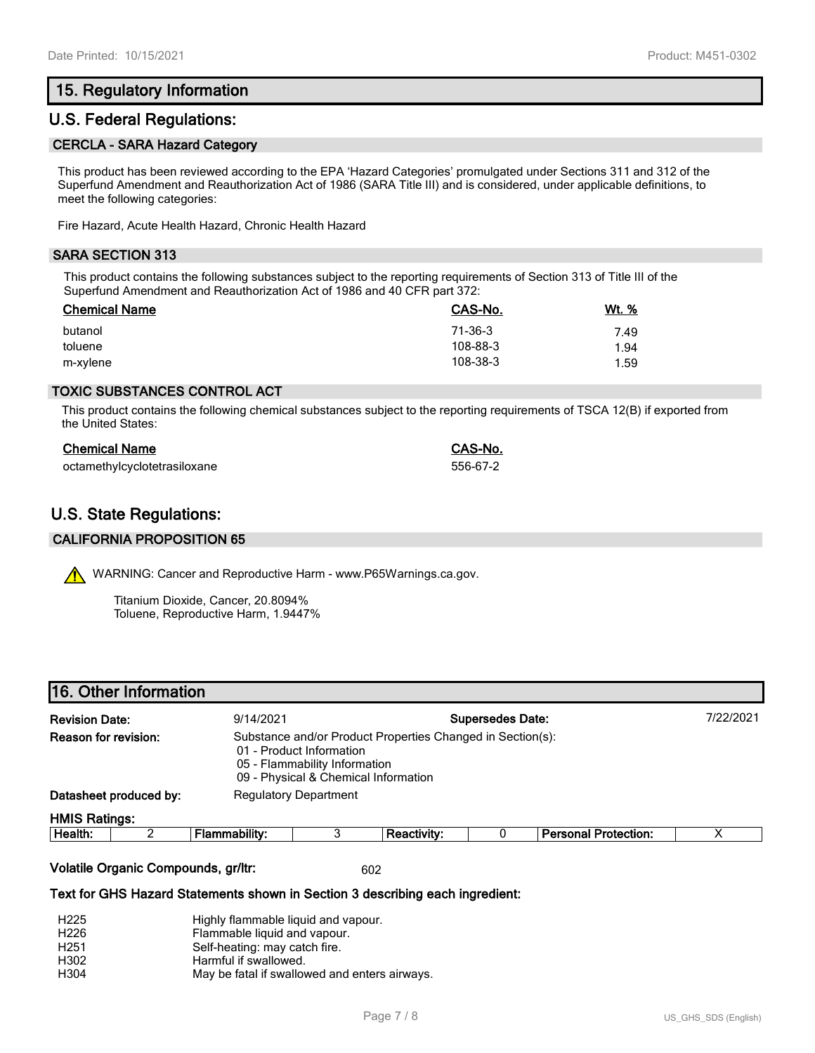## 15. Regulatory Information

## U.S. Federal Regulations:

### CERCLA - SARA Hazard Category

This product has been reviewed according to the EPA 'Hazard Categories' promulgated under Sections 311 and 312 of the Superfund Amendment and Reauthorization Act of 1986 (SARA Title III) and is considered, under applicable definitions, to meet the following categories:

Fire Hazard, Acute Health Hazard, Chronic Health Hazard

### SARA SECTION 313

This product contains the following substances subject to the reporting requirements of Section 313 of Title III of the Superfund Amendment and Reauthorization Act of 1986 and 40 CFR part 372:

| Chemical Name | CAS-No. | Wt. % |
|---|---|---|
| butanol | 71-36-3 | 7.49 |
| toluene | 108-88-3 | 1.94 |
| m-xylene | 108-38-3 | 1.59 |

### TOXIC SUBSTANCES CONTROL ACT

This product contains the following chemical substances subject to the reporting requirements of TSCA 12(B) if exported from the United States:

| Chemical Name | CAS-No. |
|---|---|
| octamethylcyclotetrasiloxane | 556-67-2 |

## U.S. State Regulations:

### CALIFORNIA PROPOSITION 65

WARNING: Cancer and Reproductive Harm - www.P65Warnings.ca.gov.

Titanium Dioxide, Cancer, 20.8094%
Toluene, Reproductive Harm, 1.9447%

## 16. Other Information

**Revision Date:** 9/14/2021 **Supersedes Date:** 7/22/2021

**Reason for revision:** Substance and/or Product Properties Changed in Section(s):
- 01 - Product Information
- 05 - Flammability Information
- 09 - Physical & Chemical Information

**Datasheet produced by:** Regulatory Department

**HMIS Ratings:**

| Health: | 2 | Flammability: | 3 | Reactivity: | 0 | Personal Protection: | X |
|---|---|---|---|---|---|---|---|

**Volatile Organic Compounds, gr/ltr:** 602

**Text for GHS Hazard Statements shown in Section 3 describing each ingredient:**

| | |
|---|---|
| H225 | Highly flammable liquid and vapour. |
| H226 | Flammable liquid and vapour. |
| H251 | Self-heating: may catch fire. |
| H302 | Harmful if swallowed. |
| H304 | May be fatal if swallowed and enters airways. |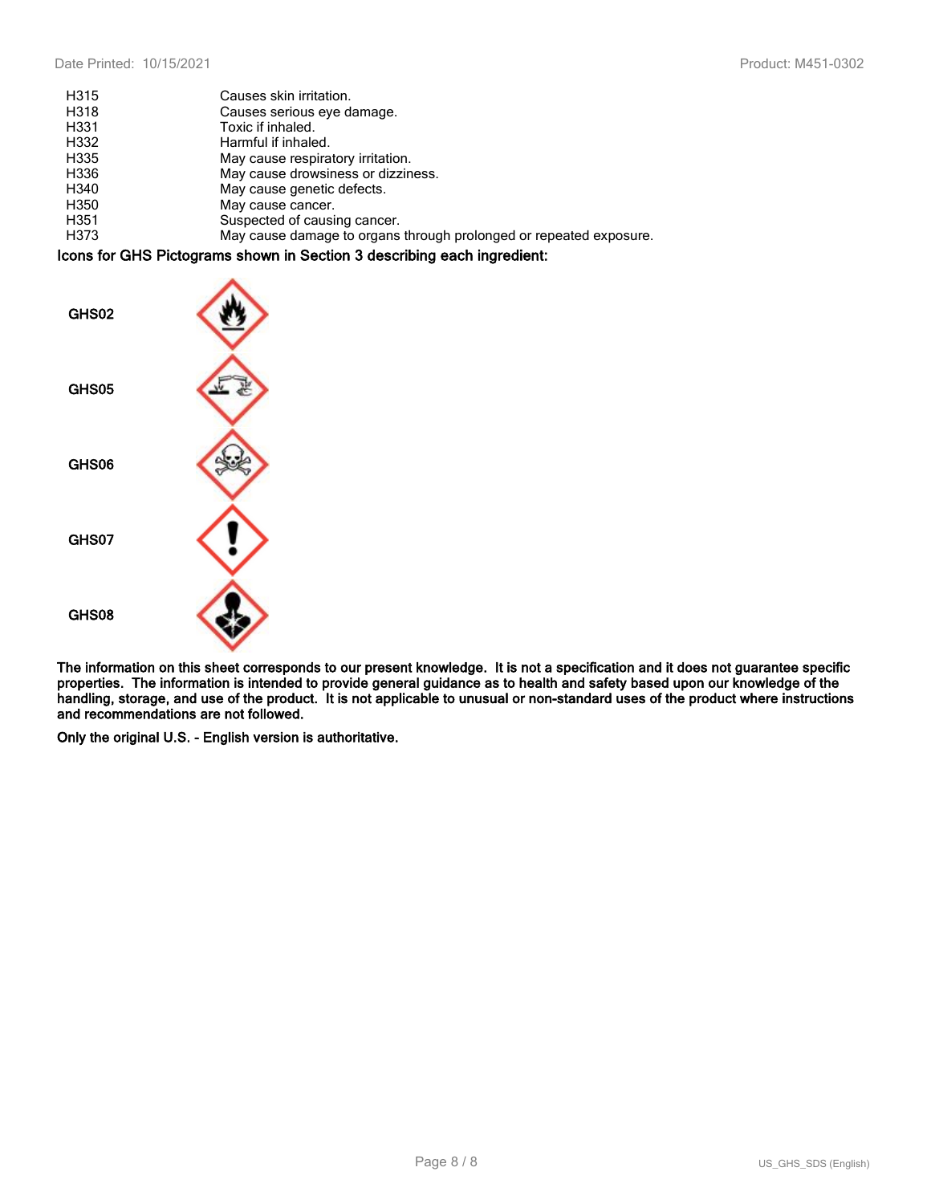| | |
|---|---|
| H315 | Causes skin irritation. |
| H318 | Causes serious eye damage. |
| H331 | Toxic if inhaled. |
| H332 | Harmful if inhaled. |
| H335 | May cause respiratory irritation. |
| H336 | May cause drowsiness or dizziness. |
| H340 | May cause genetic defects. |
| H350 | May cause cancer. |
| H351 | Suspected of causing cancer. |
| H373 | May cause damage to organs through prolonged or repeated exposure. |

**Icons for GHS Pictograms shown in Section 3 describing each ingredient:**

**GHS02**

**GHS05**

**GHS06**

**GHS07**

**GHS08**

**The information on this sheet corresponds to our present knowledge. It is not a specification and it does not guarantee specific properties. The information is intended to provide general guidance as to health and safety based upon our knowledge of the handling, storage, and use of the product. It is not applicable to unusual or non-standard uses of the product where instructions and recommendations are not followed.**

**Only the original U.S. - English version is authoritative.**